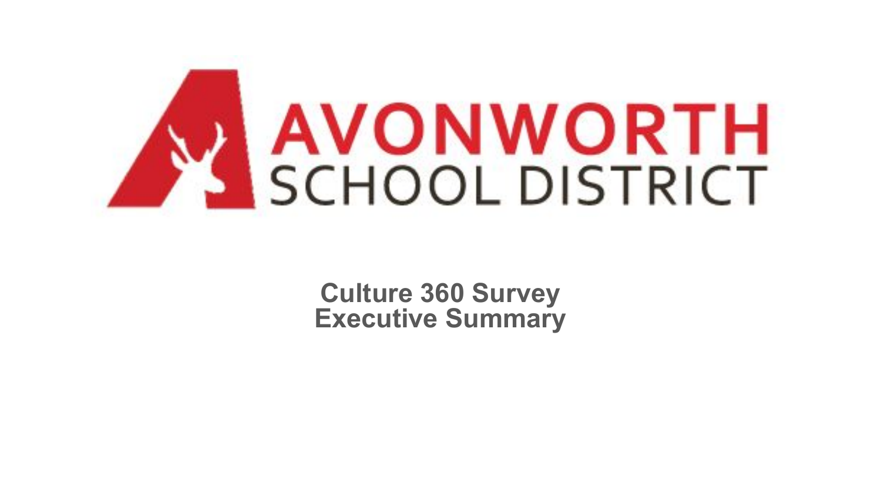# AVONWORTH SCHOOL DISTRICT

## Culture 360 Survey
## Executive Summary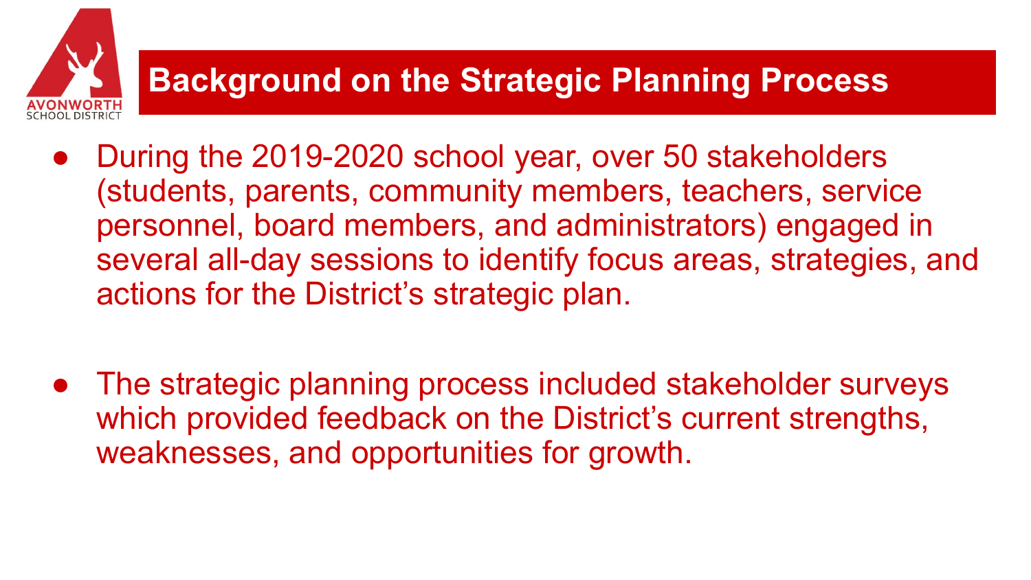# Background on the Strategic Planning Process

- During the 2019-2020 school year, over 50 stakeholders (students, parents, community members, teachers, service personnel, board members, and administrators) engaged in several all-day sessions to identify focus areas, strategies, and actions for the District's strategic plan.

- The strategic planning process included stakeholder surveys which provided feedback on the District's current strengths, weaknesses, and opportunities for growth.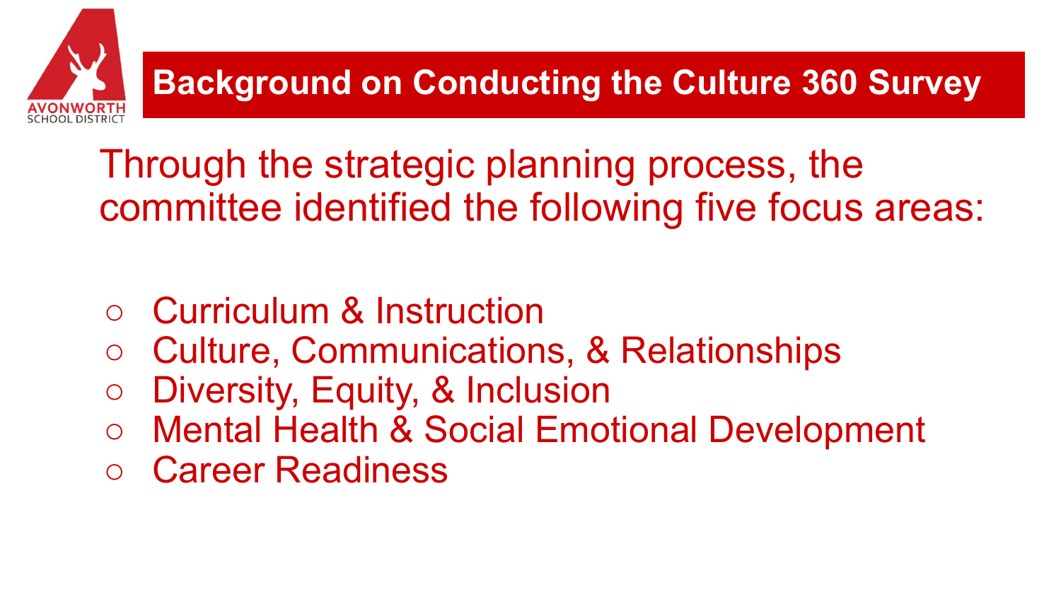# Background on Conducting the Culture 360 Survey

Through the strategic planning process, the committee identified the following five focus areas:

- Curriculum & Instruction
- Culture, Communications, & Relationships
- Diversity, Equity, & Inclusion
- Mental Health & Social Emotional Development
- Career Readiness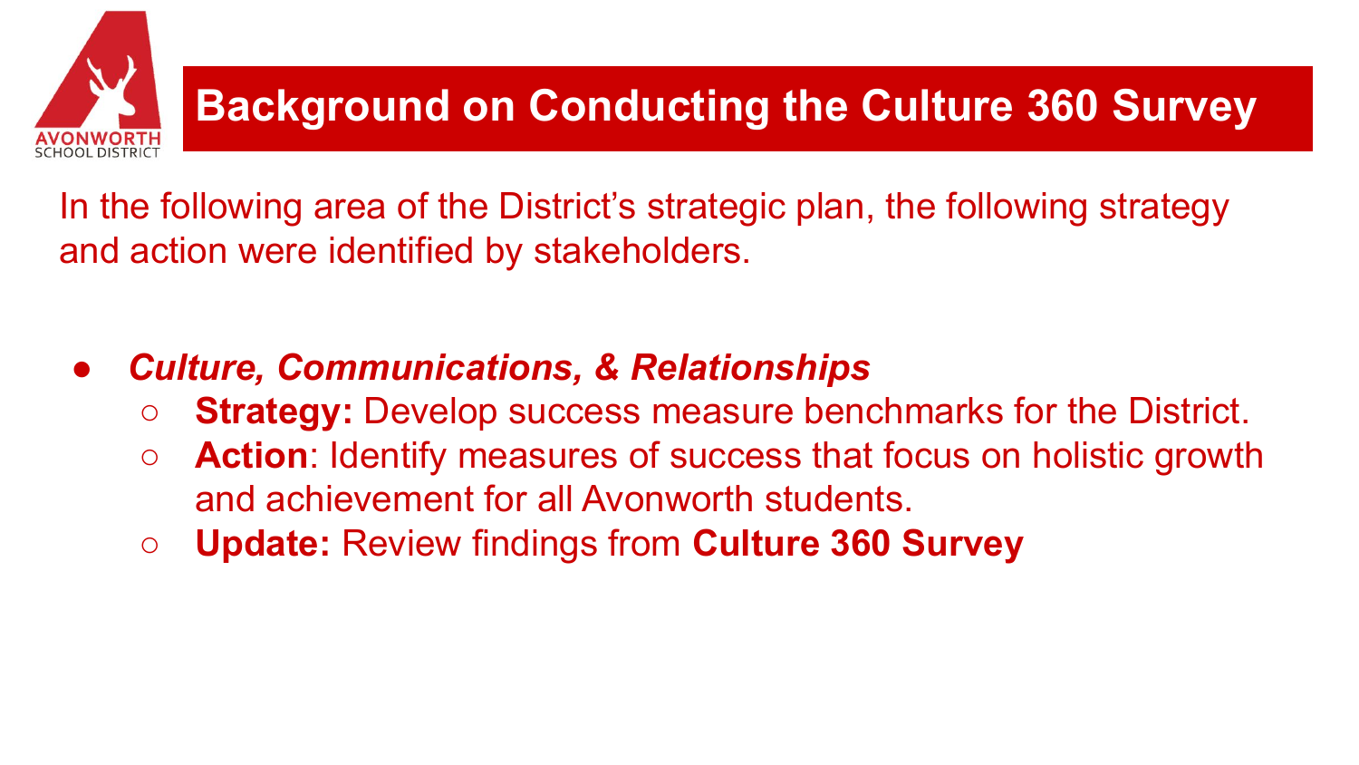# Background on Conducting the Culture 360 Survey

In the following area of the District's strategic plan, the following strategy and action were identified by stakeholders.

- ***Culture, Communications, & Relationships***
  - **Strategy:** Develop success measure benchmarks for the District.
  - **Action**: Identify measures of success that focus on holistic growth and achievement for all Avonworth students.
  - **Update:** Review findings from **Culture 360 Survey**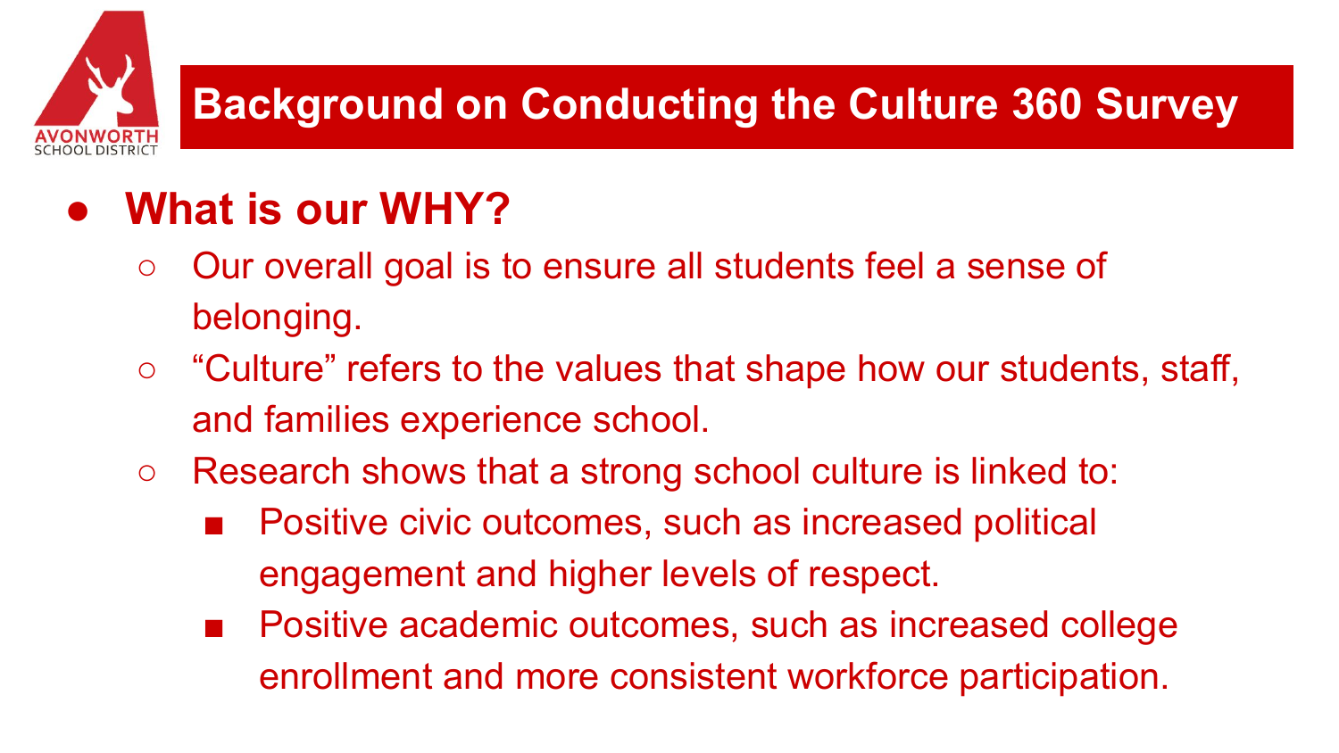# Background on Conducting the Culture 360 Survey

- **What is our WHY?**
  - Our overall goal is to ensure all students feel a sense of belonging.
  - "Culture" refers to the values that shape how our students, staff, and families experience school.
  - Research shows that a strong school culture is linked to:
    - Positive civic outcomes, such as increased political engagement and higher levels of respect.
    - Positive academic outcomes, such as increased college enrollment and more consistent workforce participation.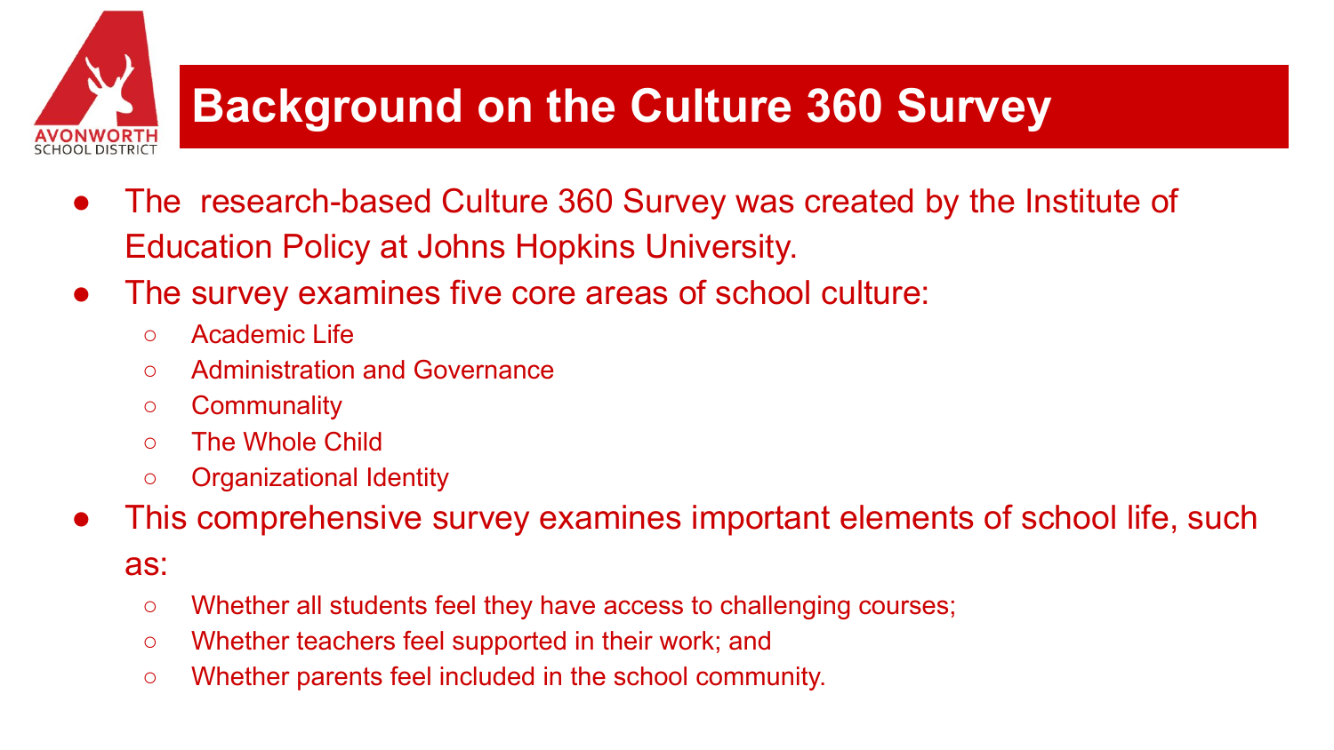# Background on the Culture 360 Survey

- The research-based Culture 360 Survey was created by the Institute of Education Policy at Johns Hopkins University.
- The survey examines five core areas of school culture:
  - Academic Life
  - Administration and Governance
  - Communality
  - The Whole Child
  - Organizational Identity
- This comprehensive survey examines important elements of school life, such as:
  - Whether all students feel they have access to challenging courses;
  - Whether teachers feel supported in their work; and
  - Whether parents feel included in the school community.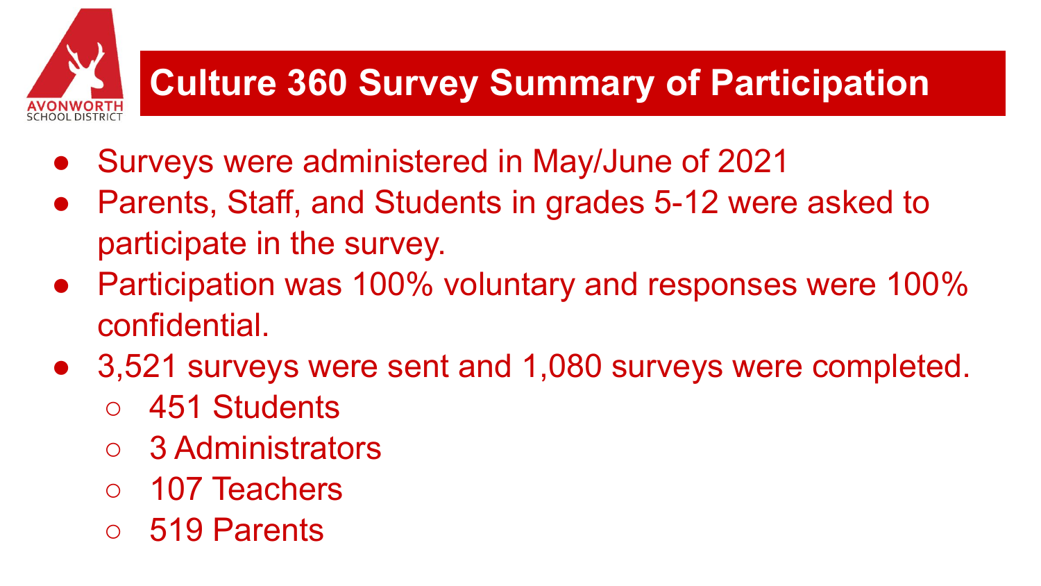# Culture 360 Survey Summary of Participation

- Surveys were administered in May/June of 2021
- Parents, Staff, and Students in grades 5-12 were asked to participate in the survey.
- Participation was 100% voluntary and responses were 100% confidential.
- 3,521 surveys were sent and 1,080 surveys were completed.
  - 451 Students
  - 3 Administrators
  - 107 Teachers
  - 519 Parents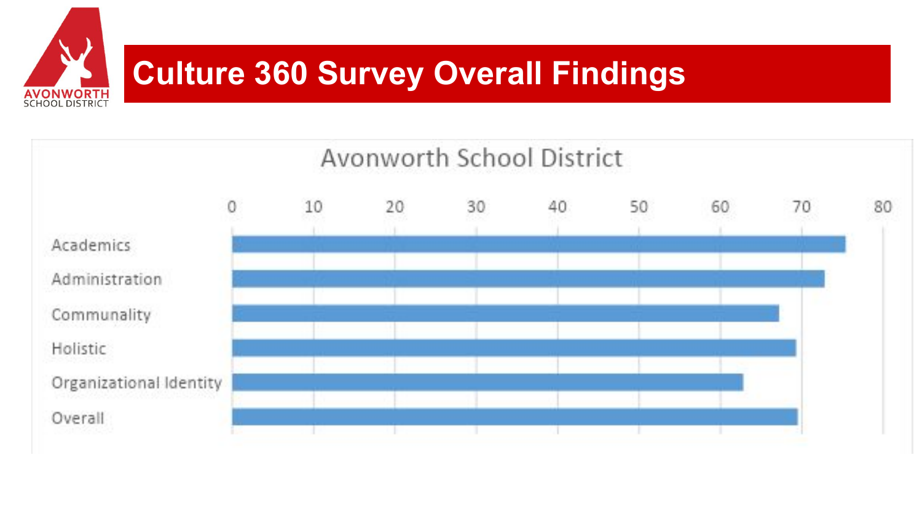# Culture 360 Survey Overall Findings

Avonworth School District

| Category | Score |
|---|---|
| Academics | ~75 |
| Administration | ~73 |
| Communality | ~67 |
| Holistic | ~69 |
| Organizational Identity | ~63 |
| Overall | ~69 |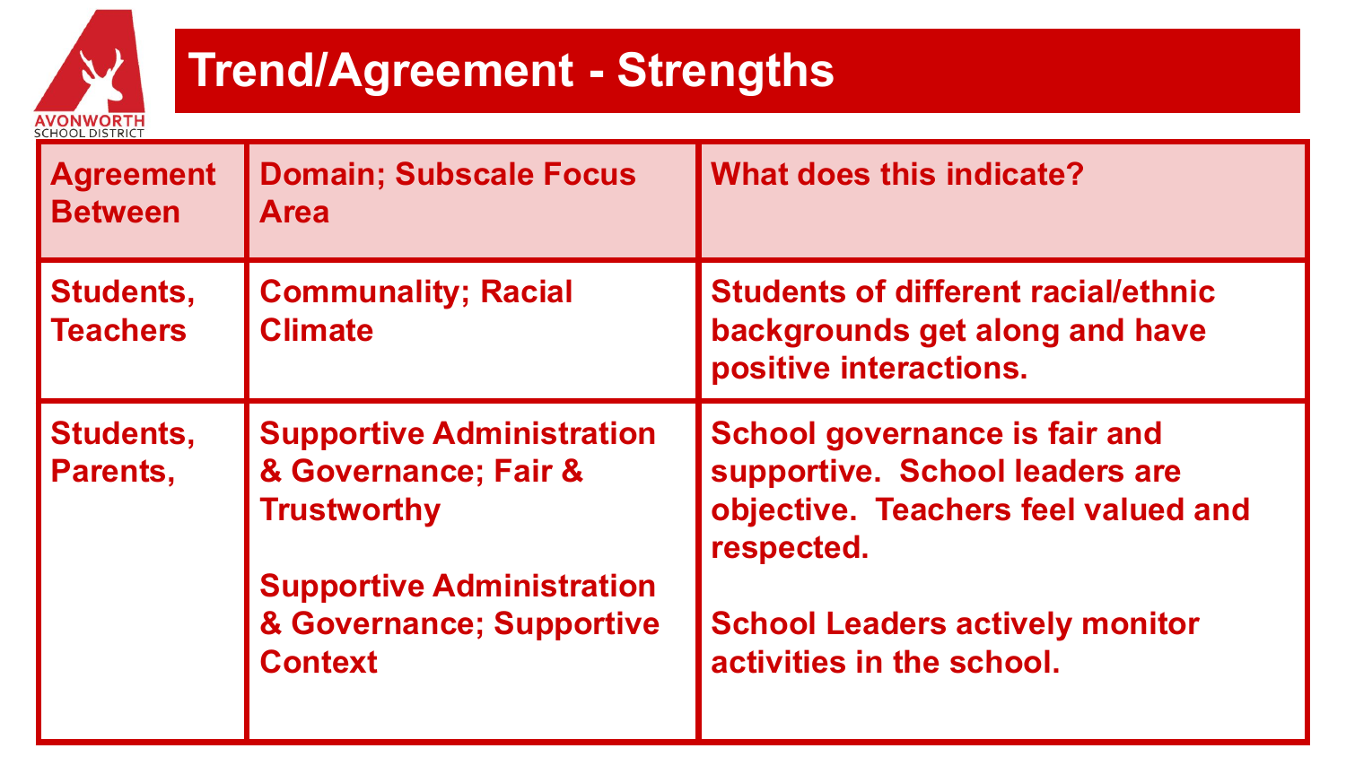# Trend/Agreement - Strengths

| Agreement Between | Domain; Subscale Focus Area | What does this indicate? |
|---|---|---|
| Students, Teachers | Communality; Racial Climate | Students of different racial/ethnic backgrounds get along and have positive interactions. |
| Students, Parents, | Supportive Administration & Governance; Fair & Trustworthy<br><br>Supportive Administration & Governance; Supportive Context | School governance is fair and supportive. School leaders are objective. Teachers feel valued and respected.<br><br>School Leaders actively monitor activities in the school. |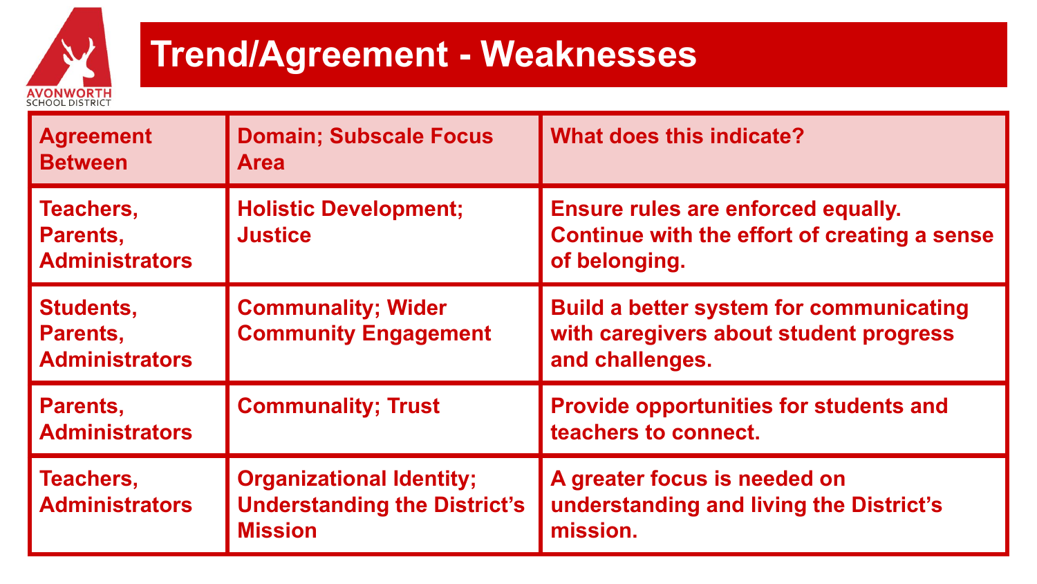# Trend/Agreement - Weaknesses

| Agreement Between | Domain; Subscale Focus Area | What does this indicate? |
|---|---|---|
| Teachers, Parents, Administrators | Holistic Development; Justice | Ensure rules are enforced equally. Continue with the effort of creating a sense of belonging. |
| Students, Parents, Administrators | Communality; Wider Community Engagement | Build a better system for communicating with caregivers about student progress and challenges. |
| Parents, Administrators | Communality; Trust | Provide opportunities for students and teachers to connect. |
| Teachers, Administrators | Organizational Identity; Understanding the District's Mission | A greater focus is needed on understanding and living the District's mission. |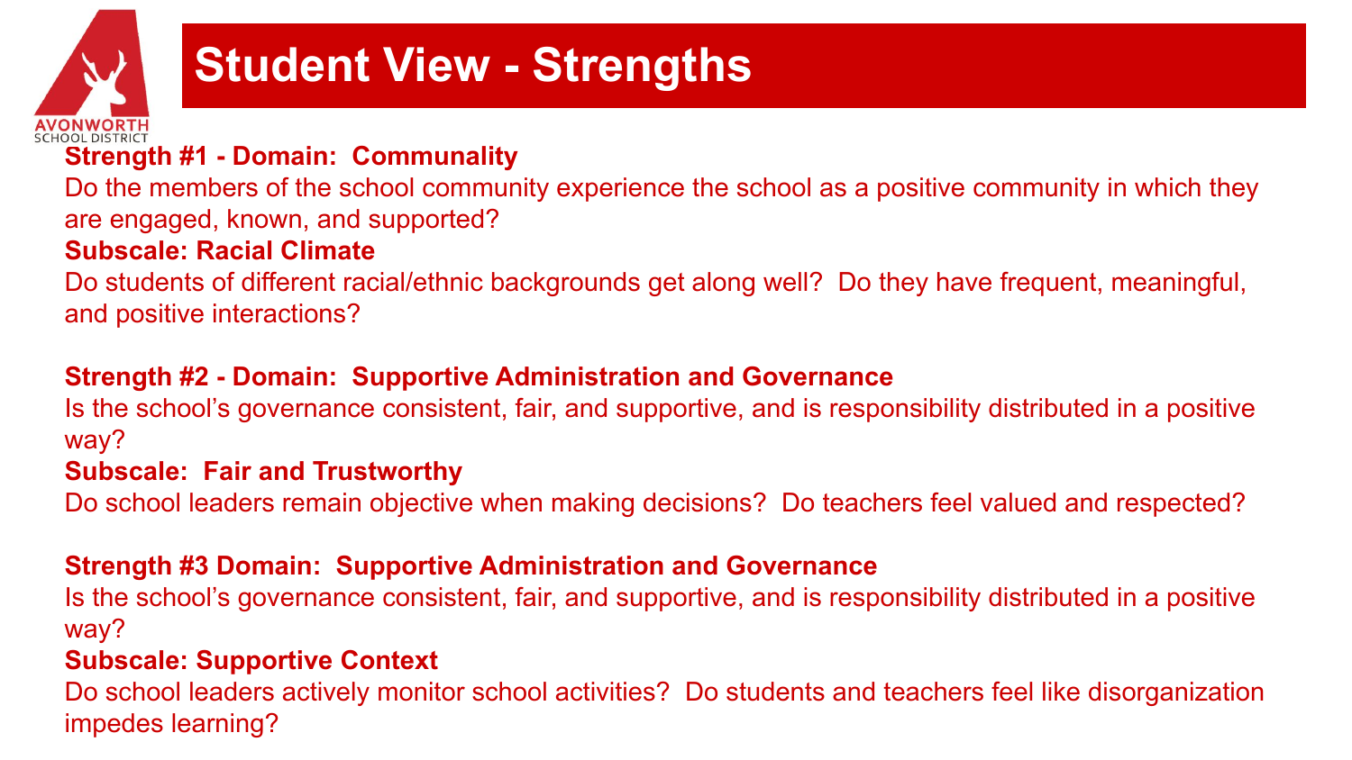# Student View - Strengths

**Strength #1 - Domain: Communality**

Do the members of the school community experience the school as a positive community in which they are engaged, known, and supported?

**Subscale: Racial Climate**

Do students of different racial/ethnic backgrounds get along well? Do they have frequent, meaningful, and positive interactions?

**Strength #2 - Domain: Supportive Administration and Governance**

Is the school's governance consistent, fair, and supportive, and is responsibility distributed in a positive way?

**Subscale: Fair and Trustworthy**

Do school leaders remain objective when making decisions? Do teachers feel valued and respected?

**Strength #3 Domain: Supportive Administration and Governance**

Is the school's governance consistent, fair, and supportive, and is responsibility distributed in a positive way?

**Subscale: Supportive Context**

Do school leaders actively monitor school activities? Do students and teachers feel like disorganization impedes learning?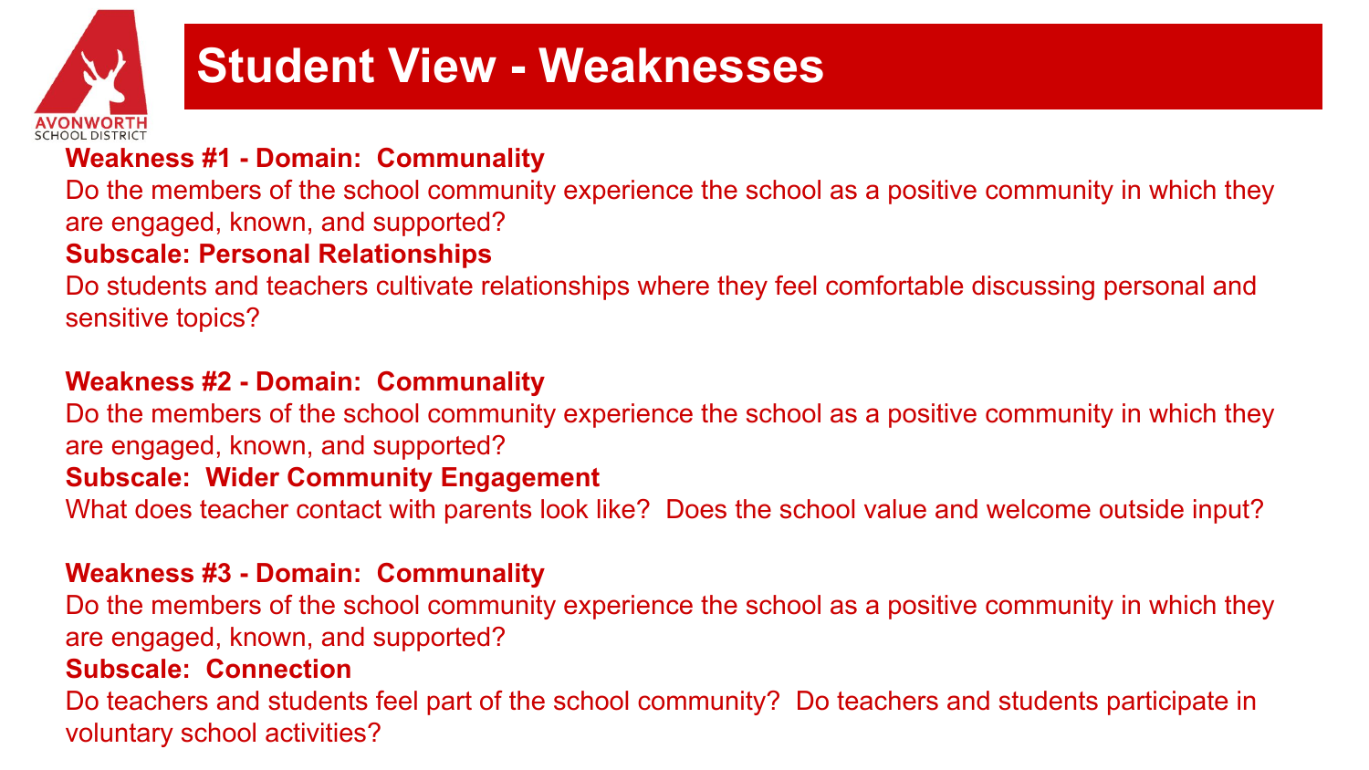# Student View - Weaknesses

**Weakness #1 - Domain: Communality**

Do the members of the school community experience the school as a positive community in which they are engaged, known, and supported?

**Subscale: Personal Relationships**

Do students and teachers cultivate relationships where they feel comfortable discussing personal and sensitive topics?

**Weakness #2 - Domain: Communality**

Do the members of the school community experience the school as a positive community in which they are engaged, known, and supported?

**Subscale: Wider Community Engagement**

What does teacher contact with parents look like? Does the school value and welcome outside input?

**Weakness #3 - Domain: Communality**

Do the members of the school community experience the school as a positive community in which they are engaged, known, and supported?

**Subscale: Connection**

Do teachers and students feel part of the school community? Do teachers and students participate in voluntary school activities?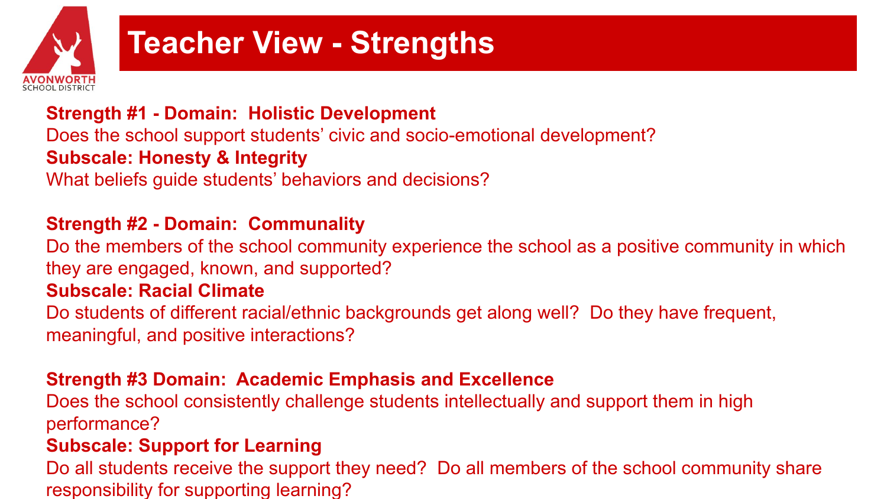# Teacher View - Strengths

**Strength #1 - Domain: Holistic Development**

Does the school support students' civic and socio-emotional development?

**Subscale: Honesty & Integrity**

What beliefs guide students' behaviors and decisions?

**Strength #2 - Domain: Communality**

Do the members of the school community experience the school as a positive community in which they are engaged, known, and supported?

**Subscale: Racial Climate**

Do students of different racial/ethnic backgrounds get along well? Do they have frequent, meaningful, and positive interactions?

**Strength #3 Domain: Academic Emphasis and Excellence**

Does the school consistently challenge students intellectually and support them in high performance?

**Subscale: Support for Learning**

Do all students receive the support they need? Do all members of the school community share responsibility for supporting learning?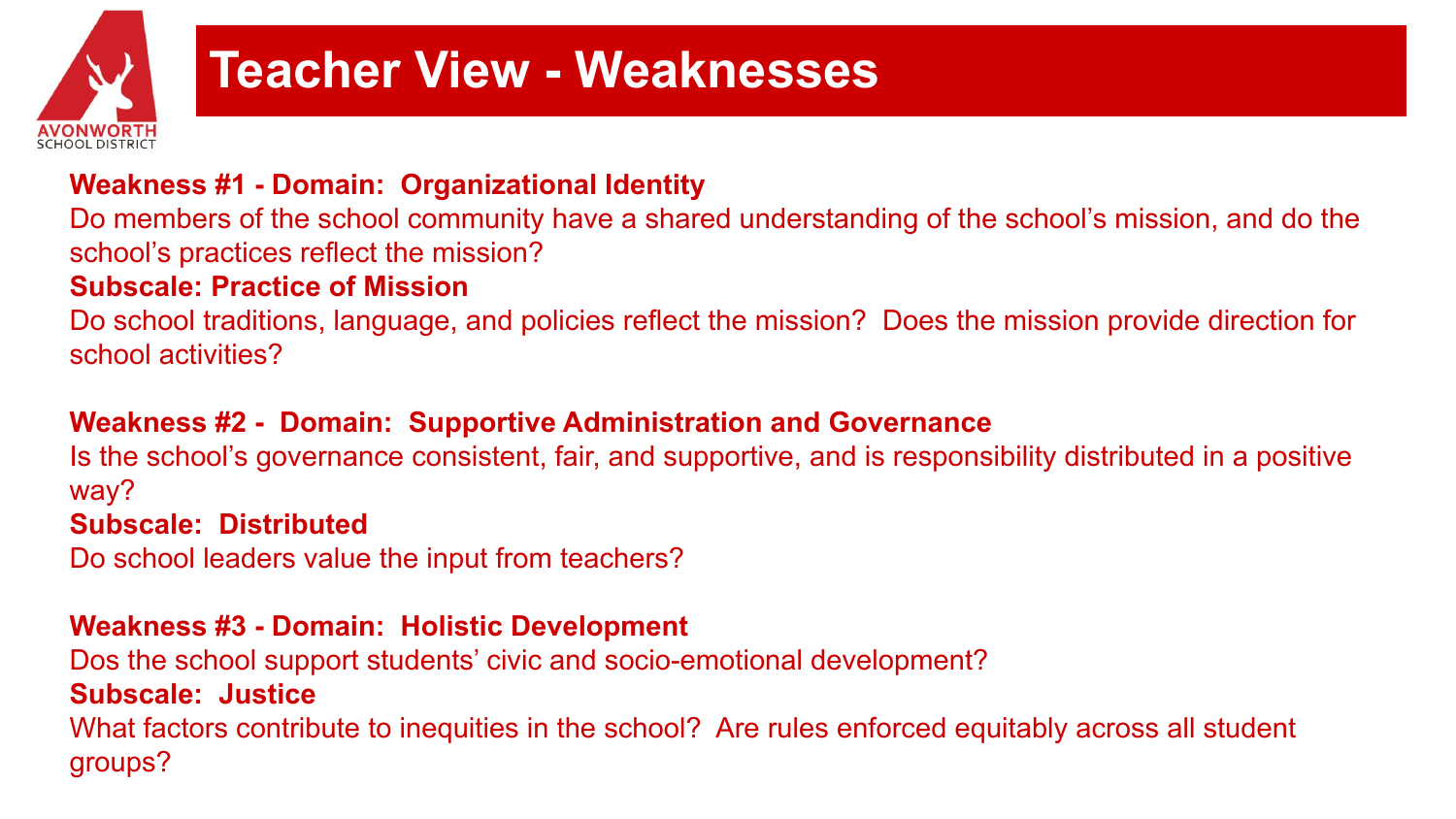# Teacher View - Weaknesses

**Weakness #1 - Domain: Organizational Identity**

Do members of the school community have a shared understanding of the school's mission, and do the school's practices reflect the mission?

**Subscale: Practice of Mission**

Do school traditions, language, and policies reflect the mission? Does the mission provide direction for school activities?

**Weakness #2 - Domain: Supportive Administration and Governance**

Is the school's governance consistent, fair, and supportive, and is responsibility distributed in a positive way?

**Subscale: Distributed**

Do school leaders value the input from teachers?

**Weakness #3 - Domain: Holistic Development**

Dos the school support students' civic and socio-emotional development?

**Subscale: Justice**

What factors contribute to inequities in the school? Are rules enforced equitably across all student groups?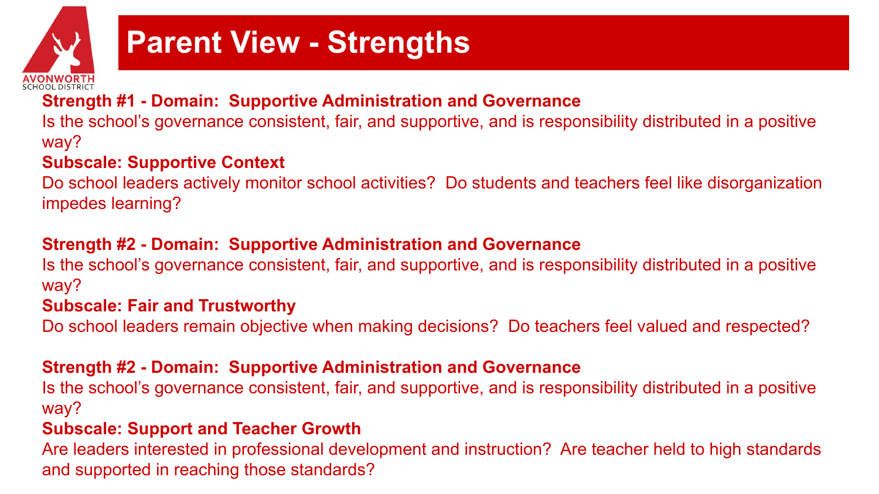# Parent View - Strengths

**Strength #1 - Domain: Supportive Administration and Governance**

Is the school's governance consistent, fair, and supportive, and is responsibility distributed in a positive way?

**Subscale: Supportive Context**

Do school leaders actively monitor school activities? Do students and teachers feel like disorganization impedes learning?

**Strength #2 - Domain: Supportive Administration and Governance**

Is the school's governance consistent, fair, and supportive, and is responsibility distributed in a positive way?

**Subscale: Fair and Trustworthy**

Do school leaders remain objective when making decisions? Do teachers feel valued and respected?

**Strength #2 - Domain: Supportive Administration and Governance**

Is the school's governance consistent, fair, and supportive, and is responsibility distributed in a positive way?

**Subscale: Support and Teacher Growth**

Are leaders interested in professional development and instruction? Are teacher held to high standards and supported in reaching those standards?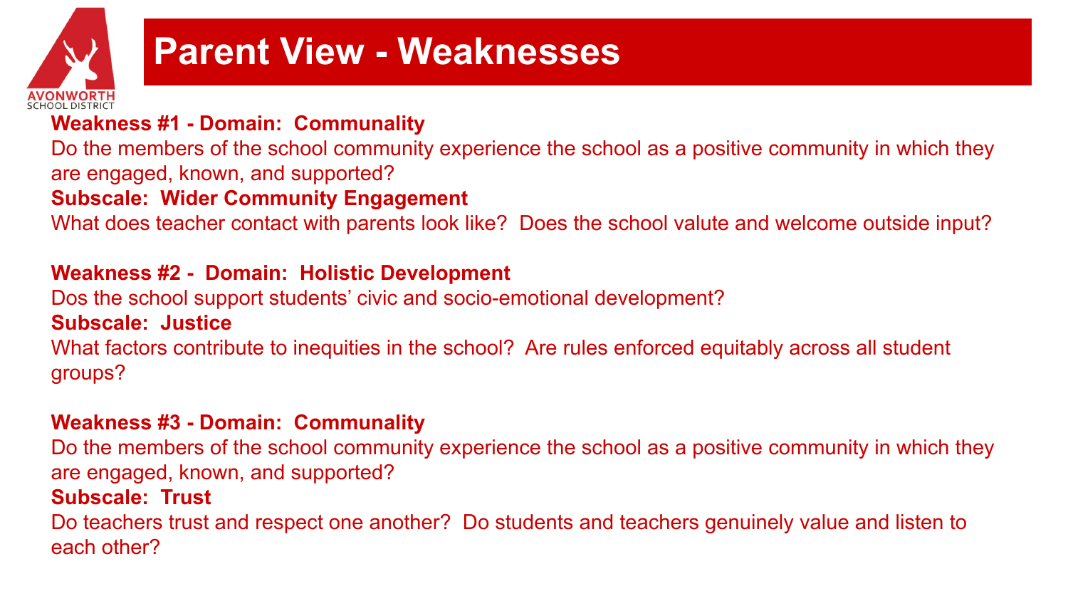# Parent View - Weaknesses

**Weakness #1 - Domain: Communality**

Do the members of the school community experience the school as a positive community in which they are engaged, known, and supported?

**Subscale: Wider Community Engagement**

What does teacher contact with parents look like? Does the school valute and welcome outside input?

**Weakness #2 - Domain: Holistic Development**

Dos the school support students' civic and socio-emotional development?

**Subscale: Justice**

What factors contribute to inequities in the school? Are rules enforced equitably across all student groups?

**Weakness #3 - Domain: Communality**

Do the members of the school community experience the school as a positive community in which they are engaged, known, and supported?

**Subscale: Trust**

Do teachers trust and respect one another? Do students and teachers genuinely value and listen to each other?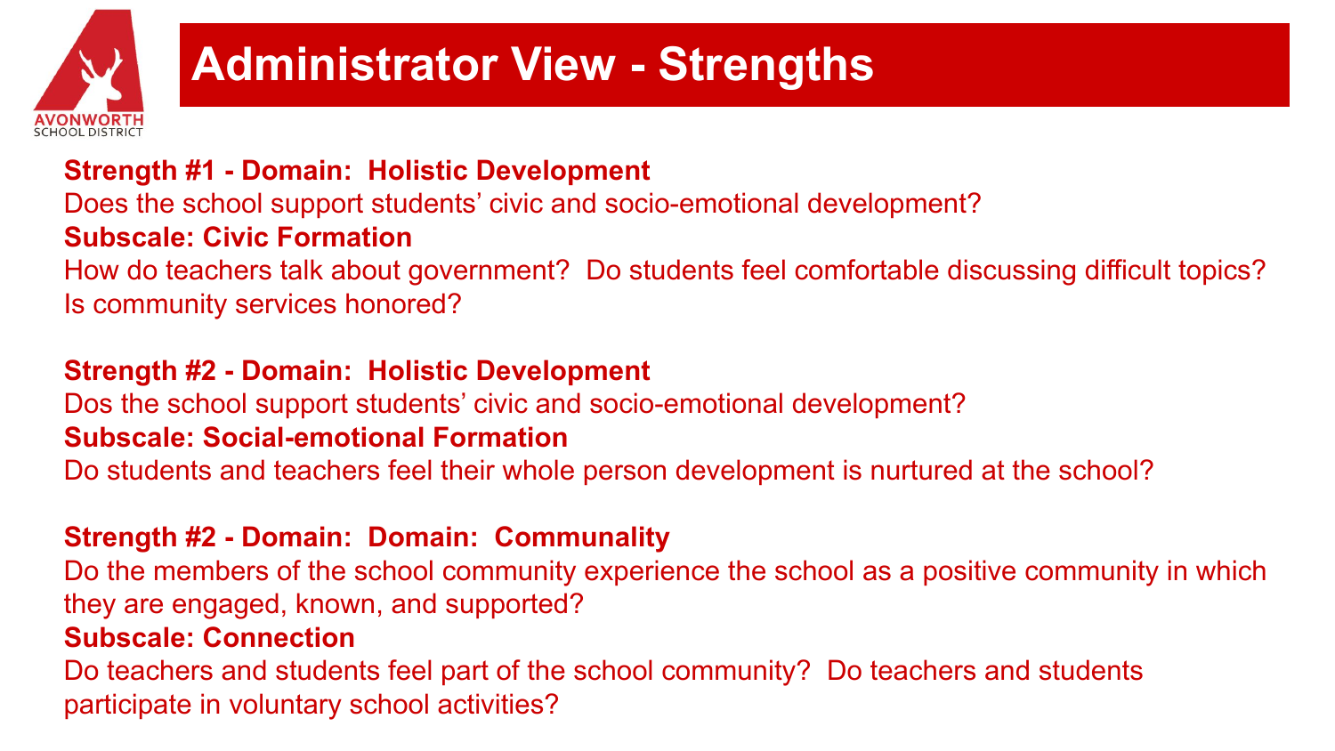# Administrator View - Strengths

**Strength #1 - Domain: Holistic Development**

Does the school support students' civic and socio-emotional development?

**Subscale: Civic Formation**

How do teachers talk about government? Do students feel comfortable discussing difficult topics? Is community services honored?

**Strength #2 - Domain: Holistic Development**

Dos the school support students' civic and socio-emotional development?

**Subscale: Social-emotional Formation**

Do students and teachers feel their whole person development is nurtured at the school?

**Strength #2 - Domain: Domain: Communality**

Do the members of the school community experience the school as a positive community in which they are engaged, known, and supported?

**Subscale: Connection**

Do teachers and students feel part of the school community? Do teachers and students participate in voluntary school activities?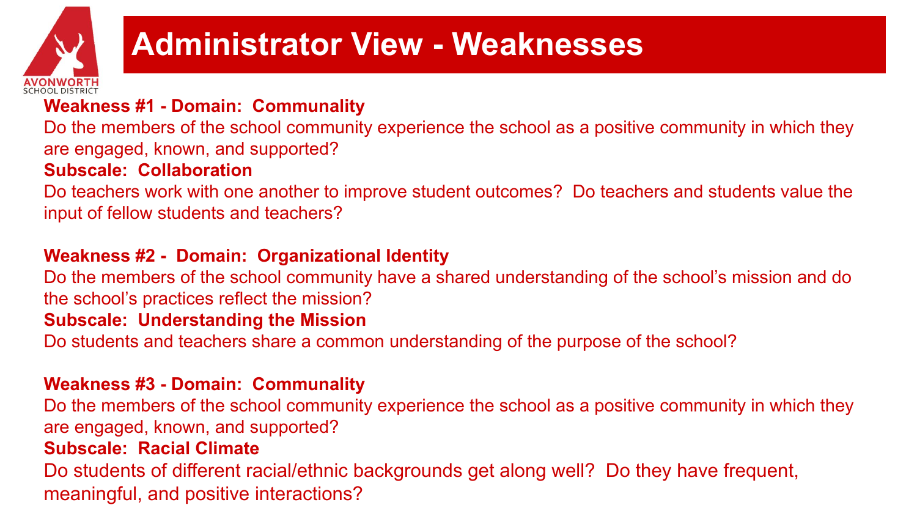# Administrator View - Weaknesses

**Weakness #1 - Domain: Communality**

Do the members of the school community experience the school as a positive community in which they are engaged, known, and supported?

**Subscale: Collaboration**

Do teachers work with one another to improve student outcomes? Do teachers and students value the input of fellow students and teachers?

**Weakness #2 - Domain: Organizational Identity**

Do the members of the school community have a shared understanding of the school's mission and do the school's practices reflect the mission?

**Subscale: Understanding the Mission**

Do students and teachers share a common understanding of the purpose of the school?

**Weakness #3 - Domain: Communality**

Do the members of the school community experience the school as a positive community in which they are engaged, known, and supported?

**Subscale: Racial Climate**

Do students of different racial/ethnic backgrounds get along well? Do they have frequent, meaningful, and positive interactions?